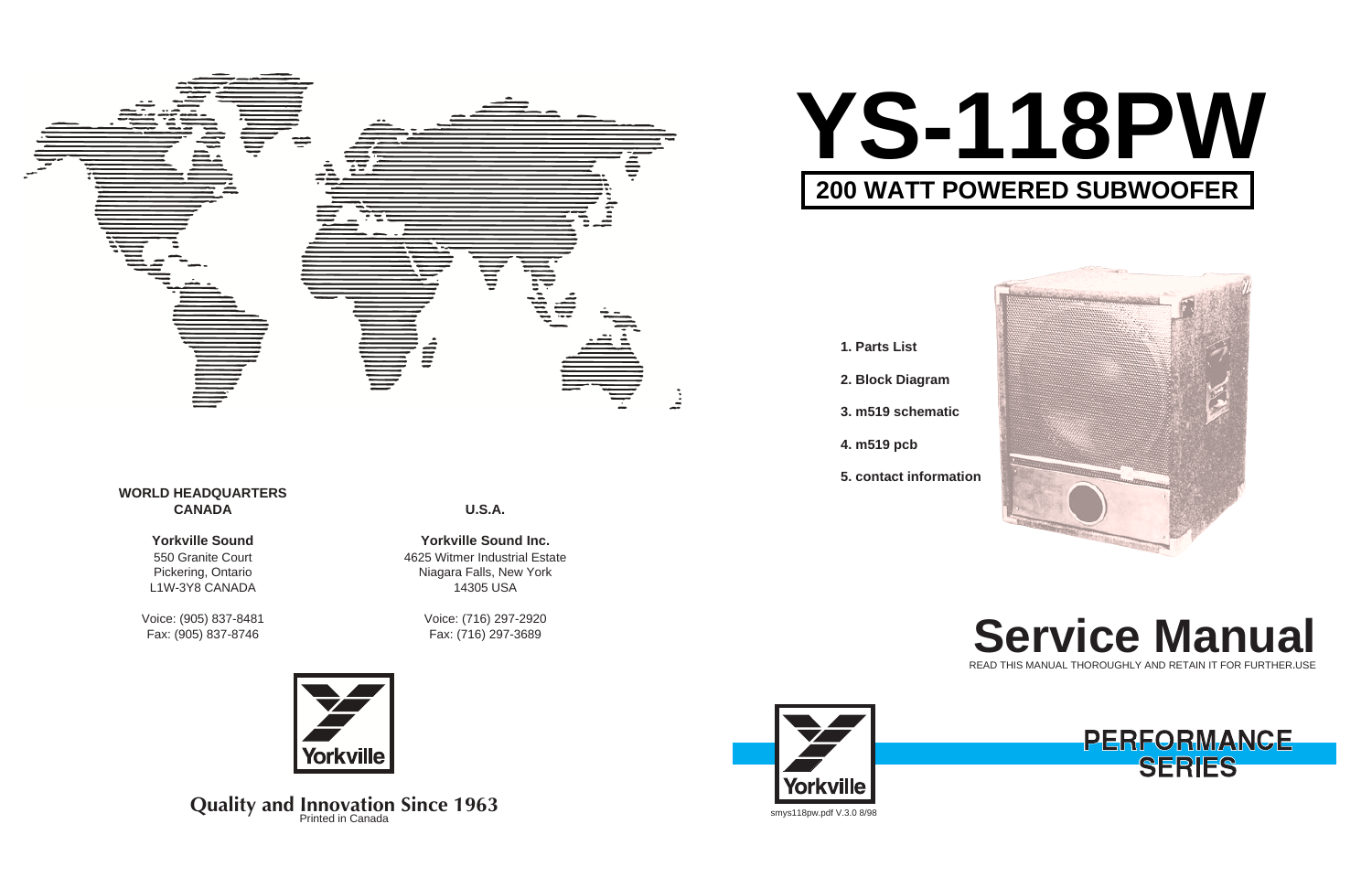# YS-118PW

## 200 WATT POWERED SUBWOOFER

1. Parts List
2. Block Diagram
3. m519 schematic
4. m519 pcb
5. contact information

# Service Manual

READ THIS MANUAL THOROUGHLY AND RETAIN IT FOR FURTHER.USE

PERFORMANCE SERIES

Yorkville

smys118pw.pdf V.3.0 8/98

**WORLD HEADQUARTERS CANADA**

**Yorkville Sound**
550 Granite Court
Pickering, Ontario
L1W-3Y8 CANADA

Voice: (905) 837-8481
Fax: (905) 837-8746

**U.S.A.**

**Yorkville Sound Inc.**
4625 Witmer Industrial Estate
Niagara Falls, New York
14305 USA

Voice: (716) 297-2920
Fax: (716) 297-3689

Yorkville

**Quality and Innovation Since 1963**
Printed in Canada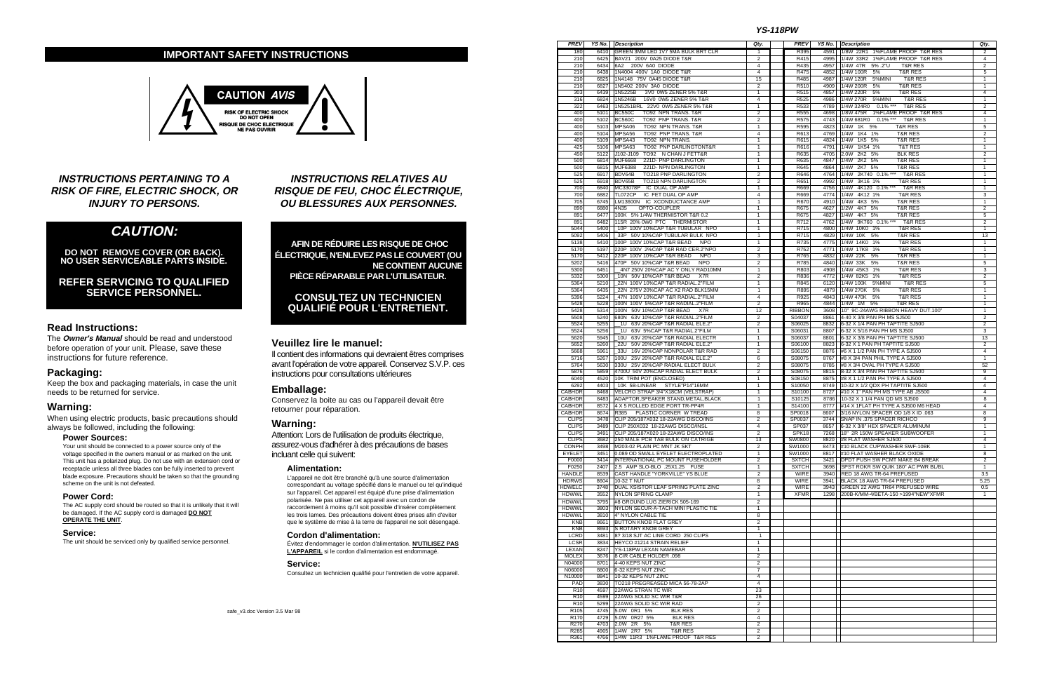# IMPORTANT SAFETY INSTRUCTIONS

**CAUTION** *AVIS*

**RISK OF ELECTRIC SHOCK DO NOT OPEN**
**RISQUE DE CHOC ELECTRIQUE NE PAS OUVRIR**

## *INSTRUCTIONS PERTAINING TO A RISK OF FIRE, ELECTRIC SHOCK, OR INJURY TO PERSONS.*

## *CAUTION:*

**DO NOT REMOVE COVER (OR BACK). NO USER SERVICEABLE PARTS INSIDE.**

**REFER SERVICING TO QUALIFIED SERVICE PERSONNEL.**

### Read Instructions:

The ***Owner's Manual*** should be read and understood before operation of your unit. Please, save these instructions for future reference.

### Packaging:

Keep the box and packaging materials, in case the unit needs to be returned for service.

### Warning:

When using electric products, basic precautions should always be followed, including the following:

#### Power Sources:

Your unit should be connected to a power source only of the voltage specified in the owners manual or as marked on the unit. This unit has a polarized plug. Do not use with an extension cord or receptacle unless all three blades can be fully inserted to prevent blade exposure. Precautions should be taken so that the grounding scheme on the unit is not defeated.

#### Power Cord:

The AC supply cord should be routed so that it is unlikely that it will be damaged. If the AC supply cord is damaged **DO NOT OPERATE THE UNIT**.

#### Service:

The unit should be serviced only by qualified service personnel.

## *INSTRUCTIONS RELATIVES AU RISQUE DE FEU, CHOC ÉLECTRIQUE, OU BLESSURES AUX PERSONNES.*

**AFIN DE RÉDUIRE LES RISQUE DE CHOC ÉLECTRIQUE, N'ENLEVEZ PAS LE COUVERT (OU NE CONTIENT AUCUNE PIÈCE RÉPARABLE PAR L'UTILISATEUR.**

**CONSULTEZ UN TECHNICIEN QUALIFIÉ POUR L'ENTRETIENT.**

### Veuillez lire le manuel:

Il contient des informations qui devraient êtres comprises avant l'opération de votre appareil. Conservez S.V.P. ces instructions pour consultations ultérieures

### Emballage:

Conservez la boite au cas ou l'appareil devait être retourner pour réparation.

### Warning:

Attention: Lors de l'utilisation de produits électrique, assurez-vous d'adhérer à des précautions de bases incluant celle qui suivent:

#### Alimentation:

L'appareil ne doit être branché qu'à une source d'alimentation correspondant au voltage spécifié dans le manuel ou tel qu'indiqué sur l'appareil. Cet appareil est équipé d'une prise d'alimentation polarisée. Ne pas utiliser cet appareil avec un cordon de raccordement à moins qu'il soit possible d'insérer complètement les trois lames. Des précautions doivent êtres prises afin d'eviter que le système de mise à la terre de l'appareil ne soit désengagé.

#### Cordon d'alimentation:

Évitez d'endommager le cordon d'alimentation. **N'UTILISEZ PAS L'APPAREIL** si le cordon d'alimentation est endommagé.

#### Service:

Consultez un technicien qualifié pour l'entretien de votre appareil.

safe_v3.doc Version 3.5 Mar 98

## YS-118PW

| PREV | YS No. | Description | Qty. |
|---|---|---|---|
| 180 | 6410 | GREEN 3MM LED 1V7 5MA BULK BRT CLR | 1 |
| 210 | 6425 | BAV21 200V 0A25 DIODE T&R | 2 |
| 210 | 6434 | 6A2 200V 6A0 DIODE | 4 |
| 210 | 6438 | 1N4004 400V 1A0 DIODE T&R | 4 |
| 210 | 6825 | 1N4148 75V 0A45 DIODE T&R | 15 |
| 210 | 6827 | 1N5402 200V 3A0 DIODE | 2 |
| 303 | 6439 | 1N5225B 3V0 0W5 ZENER 5% T&R | 1 |
| 316 | 6824 | 1N5246B 16V0 0W5 ZENER 5% T&R | 4 |
| 322 | 6463 | 1N5251BRL 22V0 0W5 ZENER 5% T&R | 1 |
| 400 | 5101 | BC550C TO92 NPN TRANS. T&R | 2 |
| 400 | 5102 | BC560C TO92 PNP TRANS. T&R | 2 |
| 400 | 5103 | MPSA06 TO92 NPN TRANS. T&R | 1 |
| 400 | 5104 | MPSA56 TO92 PNP TRANS. T&R | 4 |
| 400 | 5109 | MPSA43 TO92 NPN TRANS. | 1 |
| 425 | 5106 | MPSA63 TO92 PNP DARLINGTONT&R | 1 |
| 450 | 5122 | J102-J109 TO92 N CHAN J FETT&R | 1 |
| 500 | 6814 | MJF6668 221D- PNP DARLINGTON | 1 |
| 500 | 6815 | MJF6388 221D- NPN DARLINGTON | 1 |
| 525 | 6917 | BDV64B TO218 PNP DARLINGTON | 2 |
| 525 | 6918 | BDV65B TO218 NPN DARLINGTON | 2 |
| 700 | 6840 | MC33078P IC DUAL OP AMP | 1 |
| 700 | 6882 | TL072CP IC FET DUAL OP AMP | 4 |
| 705 | 6745 | LM13600N IC XCONDUCTANCE AMP | 1 |
| 890 | 6880 | 4N35 OPTO-COUPLER | 1 |
| 891 | 6477 | 100K 5% 1/4W THERMISTOR T&R 0.2 | 1 |
| 891 | 6482 | 115R 20% 0W6 PTC THERMISTOR | 1 |
| 5044 | 5400 | 10P 100V 10%CAP T&R TUBULAR NPO | 1 |
| 5092 | 5406 | 33P 50V 10%CAP TUBULAR BULK NPO | 1 |
| 5138 | 5410 | 100P 100V 10%CAP T&R BEAD NPO | 1 |
| 5170 | 5197 | 220P 100V 2%CAP T&R RAD CER.2"NPO | 2 |
| 5170 | 5412 | 220P 100V 10%CAP T&R BEAD NPO | 3 |
| 5202 | 5416 | 470P 50V 10%CAP T&R BEAD NPO | 2 |
| 5300 | 6451 | 4N7 250V 20%CAP AC Y ONLY RAD10MM | 1 |
| 5332 | 5300 | 10N 50V 10%CAP T&R BEAD X7R | 2 |
| 5364 | 5210 | 22N 100V 10%CAP T&R RADIAL.2"FILM | 1 |
| 5364 | 6435 | 22N 275V 20%CAP AC X2 RAD BLK15MM | 1 |
| 5396 | 5224 | 47N 100V 10%CAP T&R RADIAL.2"FILM | 4 |
| 5428 | 5228 | 100N 100V 5%CAP T&R RADIAL.2"FILM | 2 |
| 5428 | 5314 | 100N 50V 10%CAP T&R BEAD X7R | 12 |
| 5508 | 5240 | 680N 63V 10%CAP T&R RADIAL.2"FILM | 2 |
| 5524 | 5255 | 1U 63V 20%CAP T&R RADIAL ELE.2" | 2 |
| 5524 | 5256 | 1U 63V 5%CAP T&R RADIAL.2"FILM | 1 |
| 5620 | 5945 | 10U 63V 20%CAP T&R RADIAL ELECTR | 1 |
| 5652 | 5260 | 22U 50V 20%CAP T&R RADIAL ELE.2" | 1 |
| 5668 | 5961 | 33U 16V 20%CAP NONPOLAR T&R RAD | 2 |
| 5716 | 5267 | 100U 25V 20%CAP T&R RADIAL ELE.2" | 6 |
| 5764 | 5630 | 330U 25V 20%CAP RADIAL ELECT BULK | 2 |
| 5876 | 5859 | 4700U 50V 20%CAP RADIAL ELECT BULK | 2 |
| 6040 | 4520 | 10K TRIM POT (ENCLOSED) | 1 |
| 6292 | 4403 | 10K 5B-LINEAR STYLE"P14"16MM | 1 |
| CABHDR | 8468 | VELCRO STRAP 3/4"X18CM (VELSTRAP) | 1 |
| CABHDR | 8483 | ADAPTOR,SPEAKER STAND,METAL,BLACK | 1 |
| CABHDR | 8572 | 4 X 5 ROLLED EDGE PORT TR-PP4R | 1 |
| CABHDR | 8674 | R385 PLASTIC CORNER W THREAD | 8 |
| CLIPS | 3478 | CLIP 205/187X032 18-22AWG DISCO/INS | 2 |
| CLIPS | 3489 | CLIP 250X032 18-22AWG DISCO/INSL | 4 |
| CLIPS | 3491 | CLIP 205/187X020 18-22AWG DISCO/INS | 2 |
| CLIPS | 3682 | 250 MALE PCB TAB BULK ON CATRIGE | 13 |
| CONPH | 3498 | M203-02 PLAIN PC MNT JK SKT | 2 |
| EYELET | 3451 | 0.089 OD SMALL EYELET ELECTROPLATED | 1 |
| F0000 | 3414 | INTERNATIONAL PC MOUNT FUSEHOLDER | 2 |
| F0250 | 2407 | 2.5 AMP SLO-BLO .25X1.25 FUSE | 1 |
| HANDLE | 8539 | CAST HANDLE "YORKVILLE" YS BLUE | 2 |
| HDRWS | 8604 | 10-32 T NUT | 8 |
| HDWELC | 3748 | DUAL XSISTOR LEAF SPRING PLATE ZINC | 2 |
| HDWWL | 3552 | NYLON SPRING CLAMP | 1 |
| HDWWL | 3795 | #8 GROUND LUG ZIERICK 505-169 | 2 |
| HDWWL | 3803 | NYLON SECUR-A-TACH MINI PLASTIC TIE | 1 |
| HDWWL | 3810 | 4" NYLON CABLE TIE | 8 |
| KNB | 8661 | BUTTON KNOB FLAT GREY | 2 |
| KNB | 8693 | S ROTARY KNOB GREY | 1 |
| LCRD | 3481 | 8? 3/18 SJT AC LINE CORD 250 CLIPS | 1 |
| LCSR | 3834 | HEYCO #1214 STRAIN RELIEF | 1 |
| LEXAN | 8247 | YS-118PW LEXAN NAMEBAR | 1 |
| MOLEX | 3676 | 8 CIR CABLE HOLDER .098 | 2 |
| N04000 | 8701 | 4-40 KEPS NUT ZINC | 2 |
| N06000 | 8800 | 6-32 KEPS NUT ZINC | 7 |
| N10000 | 8841 | 10-32 KEPS NUT ZINC | 4 |
| PAD | 3830 | TO218 PREGREASED MICA 56-78-2AP | 4 |
| R10 | 4597 | 22AWG STRAN TC WIR | 23 |
| R10 | 4599 | 22AWG SOLID SC WIR T&R | 26 |
| R10 | 5299 | 22AWG SOLID SC WIR RAD | 2 |
| R105 | 4745 | 5.0W 0R1 5% BLK RES | 2 |
| R170 | 4729 | 5.0W 0R27 5% BLK RES | 4 |
| R270 | 4703 | 2.0W 2R 5% T&R RES | 2 |
| R285 | 4905 | 1/4W 2R7 5% T&R RES | 2 |
| R361 | 4766 | 1/4W 11R3 1%FLAME PROOF T&R RES | 2 |

| PREV | YS No. | Description | Qty. |
|---|---|---|---|
| R395 | 4591 | 1/8W 22R1 1%FLAME PROOF T&R RES | 2 |
| R415 | 4995 | 1/4W 33R2 1%FLAME PROOF T&R RES | 4 |
| R435 | 4957 | 1/4W 47R 5% .2"U T&R RES | 2 |
| R475 | 4852 | 1/4W 100R 5% T&R RES | 5 |
| R485 | 4987 | 1/4W 120R 5%MINI T&R RES | 1 |
| R510 | 4909 | 1/4W 200R 5% T&R RES | 1 |
| R515 | 4857 | 1/4W 220R 5% T&R RES | 4 |
| R525 | 4986 | 1/4W 270R 5%MINI T&R RES | 1 |
| R533 | 4789 | 1/4W 324R0 0.1% *** T&R RES | 2 |
| R555 | 4698 | 1/8W 475R 1%FLAME PROOF T&R RES | 4 |
| R575 | 4743 | 1/4W 681R0 0.1% *** T&R RES | 1 |
| R595 | 4823 | 1/4W 1K 5% T&R RES | 5 |
| R613 | 4769 | 1/4W 1K4 1% T&R RES | 2 |
| R615 | 4824 | 1/4W 1K5 5% T&R RES | 1 |
| R616 | 4791 | 1/4W 1K54 1% T&T RES | 1 |
| R635 | 4705 | 2.0W 2K2 5% BLK RES | 2 |
| R635 | 4847 | 1/4W 2K2 5% T&R RES | 1 |
| R645 | 4864 | 1/4W 2K7 5% T&R RES | 1 |
| R646 | 4764 | 1/4W 2K740 0.1% *** T&R RES | 1 |
| R651 | 4992 | 1/4W 3K16 1% T&R RES | 1 |
| R669 | 4756 | 1/4W 4K120 0.1% *** T&R RES | 1 |
| R669 | 4774 | 1/4W 4K12 1% T&R RES | 3 |
| R670 | 4910 | 1/4W 4K3 5% T&R RES | 1 |
| R675 | 4627 | 1/2W 4K7 5% T&R RES | 2 |
| R675 | 4827 | 1/4W 4K7 5% T&R RES | 5 |
| R712 | 4762 | 1/4W 9K760 0.1% *** T&R RES | 2 |
| R715 | 4800 | 1/4W 10K0 1% T&R RES | 1 |
| R715 | 4829 | 1/4W 10K 5% T&R RES | 13 |
| R735 | 4775 | 1/4W 14K0 1% T&R RES | 1 |
| R752 | 4771 | 1/4W 17K8 1% T&R RES | 1 |
| R765 | 4832 | 1/4W 22K 5% T&R RES | 1 |
| R785 | 4840 | 1/4W 33K 5% T&R RES | 5 |
| R803 | 4908 | 1/4W 45K3 1% T&R RES | 3 |
| R836 | 4772 | 1/4W 82K5 1% T&R RES | 2 |
| R845 | 6120 | 1/4W 100K 5%MINI T&R RES | 5 |
| R895 | 4879 | 1/4W 270K 5% T&R RES | 1 |
| R925 | 4843 | 1/4W 470K 5% T&R RES | 1 |
| R965 | 4844 | 1/4W 1M 5% T&R RES | 1 |
| RIBBON | 3608 | 10" 9C-24AWG RIBBON HEAVY DUT.100" | 1 |
| S04037 | 8861 | 4-40 X 3/8 PAN PH MS SJ500 | 2 |
| S06025 | 8832 | 6-32 X 1/4 PAN PH TAPTITE SJ500 | 2 |
| S06031 | 8807 | 6-32 X 5/16 PAN PH MS SJ500 | 3 |
| S06037 | 8801 | 6-32 X 3/8 PAN PH TAPTITE SJ500 | 13 |
| S06100 | 8823 | 6-32 X 1 PAN PH TAPTITE SJ500 | 2 |
| S06150 | 8876 | #6 X 1 1/2 PAN PH TYPE A SJ500 | 4 |
| S08075 | 8767 | #8 X 3/4 PAN PHIL TYPE A SJ500 | 1 |
| S08075 | 8785 | #8 X 3/4 OVAL PH TYPE A SJ500 | 52 |
| S08075 | 8815 | 8-32 X 3/4 PAN PH TAPTITE SJ500 | 9 |
| S08150 | 8875 | #8 X 1 1/2 PAN PH TYPE A SJ500 | 4 |
| S10050 | 8749 | 10-32 X 1/2 QDX PH TAPTITE SJ500 | 4 |
| S10100 | 8727 | #10 X 1" PAN PH MS TYPE AB JS500 | 4 |
| S10125 | 8786 | 10-32 X 1 1/4 PAN QD MS SJ500 | 8 |
| S14100 | 8777 | #14 X 1FLAT PH TYPE A SJ500 M6 HEAD | 4 |
| SP0018 | 8607 | 3/16 NYLON SPACER OD 1/8 X ID .063 | 8 |
| SP0037 | 3744 | SNAP IN .375 SPACER RICHCO | 9 |
| SP037 | 8657 | 6-32 X 3/8" HEX SPACER ALUMINUM | 1 |
| SPK18 | 7268 | 18" 2R 150W SPEAKER SUBWOOFER | 1 |
| SW0800 | 8820 | #8 FLAT WASHER SJ500 | 4 |
| SW1000 | 8473 | #10 BLACK CUPWASHER SWF-10BK | 1 |
| SW1000 | 8817 | #10 FLAT WASHER BLACK OXIDE | 8 |
| SXTCH | 3421 | DPDT PUSH SW PCMT MAKE B4 BREAK | 2 |
| SXTCH | 3698 | SPST ROKR SW QUIK 180° AC PWR BL/BL | 1 |
| WIRE | 3940 | RED 18 AWG TR-64 PREFUSED | 3.5 |
| WIRE | 3941 | BLACK 18 AWG TR-64 PREFUSED | 5.25 |
| WIRE | 3943 | GREEN 22 AWG TR64 PREFUSED WIRE | 0.5 |
| XFMR | 1298 | 200B-K/MM-4/BETA-150 >1994"NEW"XFMR | 1 |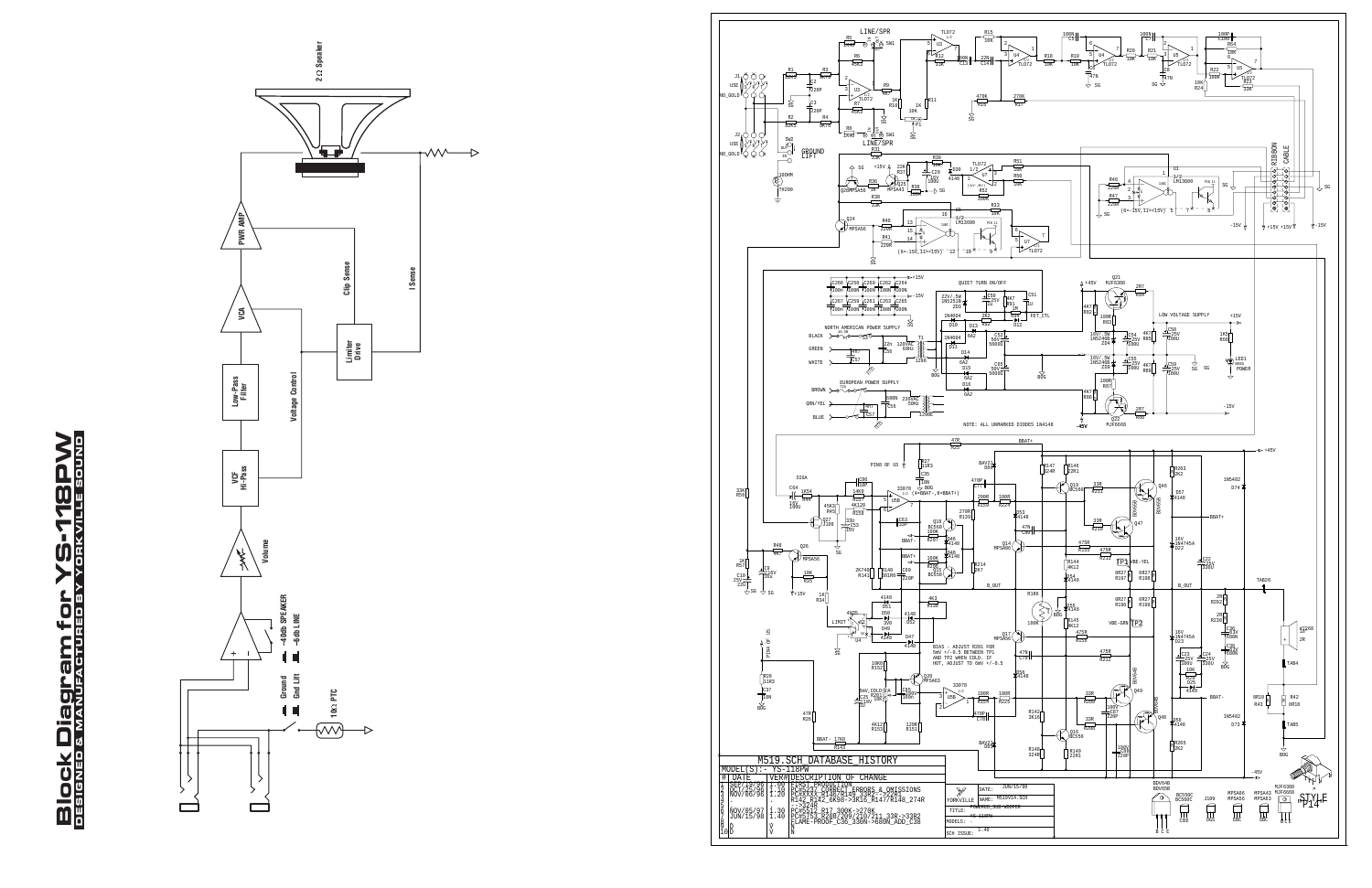# Block Diagram for YS-118PW

DESIGNED & MANUFACTURED BY YORKVILLE SOUND

M519.SCH DATABASE_HISTORY

MODEL(S): - YS-118PW

| # | DATE | VER# | DESCRIPTION OF CHANGE |
|---|---|---|---|
| 1 | SEP/19/96 | 1.00 | FIRST PRODUCTION |
| 2 | OCT/2/96 | 1.10 | PC#5237 CORRECT ERRORS & OMISSIONS |
| 3 | NOV/06/96 | 1.20 | PC#5265 R26/R43=0R39/R48=... R142,R143=6K98->3K16_R147/R148_274R ->22R |
| 4 | - | | |
| 5 | NOV/05/97 | 1.30 | PC#5512 R17_300K->270K |
| 6 | JUN/15/98 | 1.40 | PC#5763 R200/209/210/211_33R->33R2 FLAME-PROOF_C36_330N->680N_ADD_C38 |
| 7 | | | |
| 8 | D | | |
| 9 | V | | |
| 10 | D | | |

DATE: JUN/15/98

NAME: M519V14.SCH

TITLE: POWERED SUB-WOOFER

MODELS:

SCH ISSUE: 1.40

NOTE: ALL UNMARKED DIODES 1N4148

BIAS - ADJUST R201 FOR 5mV +/-0.5 BETWEEN TP1 AND TP2 WHEN COLD. IF HOT, ADJUST TO 6mV +/-0.5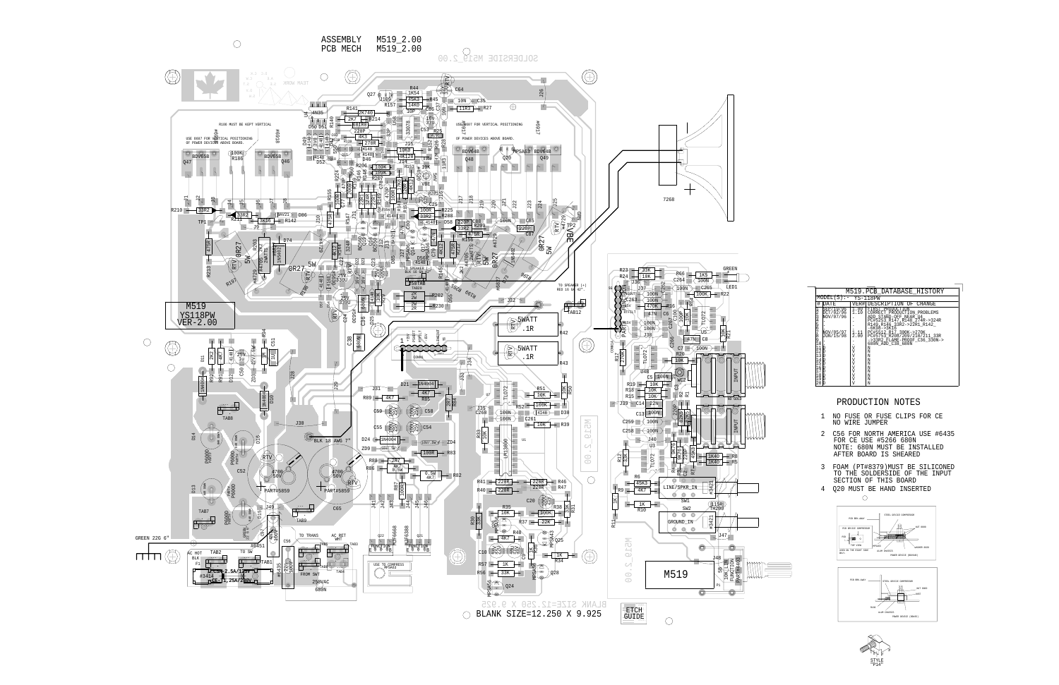ASSEMBLY M519_2.00
PCB MECH M519_2.00

M519
YS118PW
VER-2.00

BLANK SIZE=12.250 X 9.925

ETCH
GUIDE

M519

| M519.PCB_DATABASE_HISTORY | | |
|---|---|---|
| MODEL(S):- YS-118PW | | |
| # DATE | VER# | DESCRIPTION OF CHANGE |
| SEP/19/96 | 1.00 | FIRST PRODUCTION |
| OCT/02/96 | 1.10 | CORRECT PRODUCTION PROBLEMS ADD STAR6 OFF #648 U4 |
| NOV/07/96 | - | PC#5293 R147,R148 274R->324R R149,R146 33R2->22R1,R142 6K98->1K16 |
| NOV/05/97 | 1.11 | PC#5513 R17 390K->270K |
| JUN/15/98 | 2.00 | PC#5753 R200/205/210/211 33R ->33R2 FLAME-PROOF C36 330N-> 680N ADD C38 680N |

## PRODUCTION NOTES

1. NO FUSE OR FUSE CLIPS FOR CE NO WIRE JUMPER
2. C56 FOR NORTH AMERICA USE #6435 FOR CE USE #5266 680N NOTE: 680N MUST BE INSTALLED AFTER BOARD IS SHEARED
3. FOAM (PT#8379)MUST BE SILICONED TO THE SOLDERSIDE OF THE INPUT SECTION OF THIS BOARD
4. Q20 MUST BE HAND INSERTED

STYLE "P14"